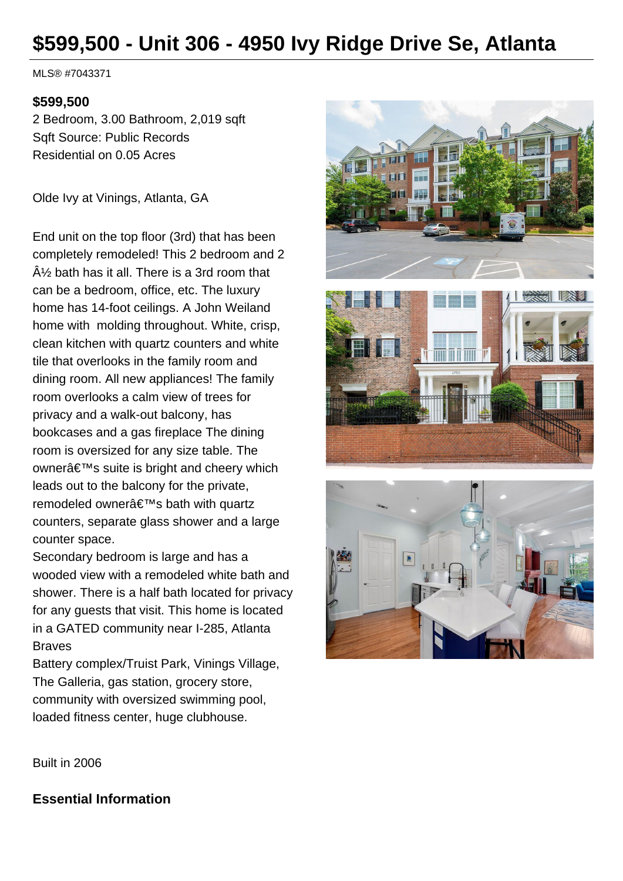# $599,500 - Unit 306 - 4950 Ivy Ridge Drive Se, Atlanta

MLS® #7043371

**$599,500**

2 Bedroom, 3.00 Bathroom, 2,019 sqft
Sqft Source: Public Records
Residential on 0.05 Acres

Olde Ivy at Vinings, Atlanta, GA

End unit on the top floor (3rd) that has been completely remodeled! This 2 bedroom and 2 Â½ bath has it all. There is a 3rd room that can be a bedroom, office, etc. The luxury home has 14-foot ceilings. A John Weiland home with molding throughout. White, crisp, clean kitchen with quartz counters and white tile that overlooks in the family room and dining room. All new appliances! The family room overlooks a calm view of trees for privacy and a walk-out balcony, has bookcases and a gas fireplace The dining room is oversized for any size table. The ownerâ€™s suite is bright and cheery which leads out to the balcony for the private, remodeled ownerâ€™s bath with quartz counters, separate glass shower and a large counter space.
Secondary bedroom is large and has a wooded view with a remodeled white bath and shower. There is a half bath located for privacy for any guests that visit. This home is located in a GATED community near I-285, Atlanta Braves
Battery complex/Truist Park, Vinings Village, The Galleria, gas station, grocery store, community with oversized swimming pool, loaded fitness center, huge clubhouse.

Built in 2006

## Essential Information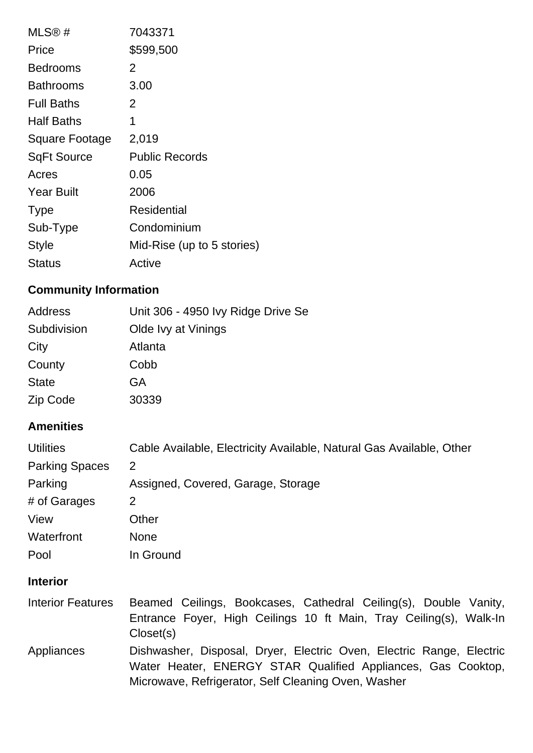| | |
|---|---|
| MLS® # | 7043371 |
| Price | $599,500 |
| Bedrooms | 2 |
| Bathrooms | 3.00 |
| Full Baths | 2 |
| Half Baths | 1 |
| Square Footage | 2,019 |
| SqFt Source | Public Records |
| Acres | 0.05 |
| Year Built | 2006 |
| Type | Residential |
| Sub-Type | Condominium |
| Style | Mid-Rise (up to 5 stories) |
| Status | Active |

## Community Information

| | |
|---|---|
| Address | Unit 306 - 4950 Ivy Ridge Drive Se |
| Subdivision | Olde Ivy at Vinings |
| City | Atlanta |
| County | Cobb |
| State | GA |
| Zip Code | 30339 |

## Amenities

| | |
|---|---|
| Utilities | Cable Available, Electricity Available, Natural Gas Available, Other |
| Parking Spaces | 2 |
| Parking | Assigned, Covered, Garage, Storage |
| # of Garages | 2 |
| View | Other |
| Waterfront | None |
| Pool | In Ground |

## Interior

| | |
|---|---|
| Interior Features | Beamed Ceilings, Bookcases, Cathedral Ceiling(s), Double Vanity, Entrance Foyer, High Ceilings 10 ft Main, Tray Ceiling(s), Walk-In Closet(s) |
| Appliances | Dishwasher, Disposal, Dryer, Electric Oven, Electric Range, Electric Water Heater, ENERGY STAR Qualified Appliances, Gas Cooktop, Microwave, Refrigerator, Self Cleaning Oven, Washer |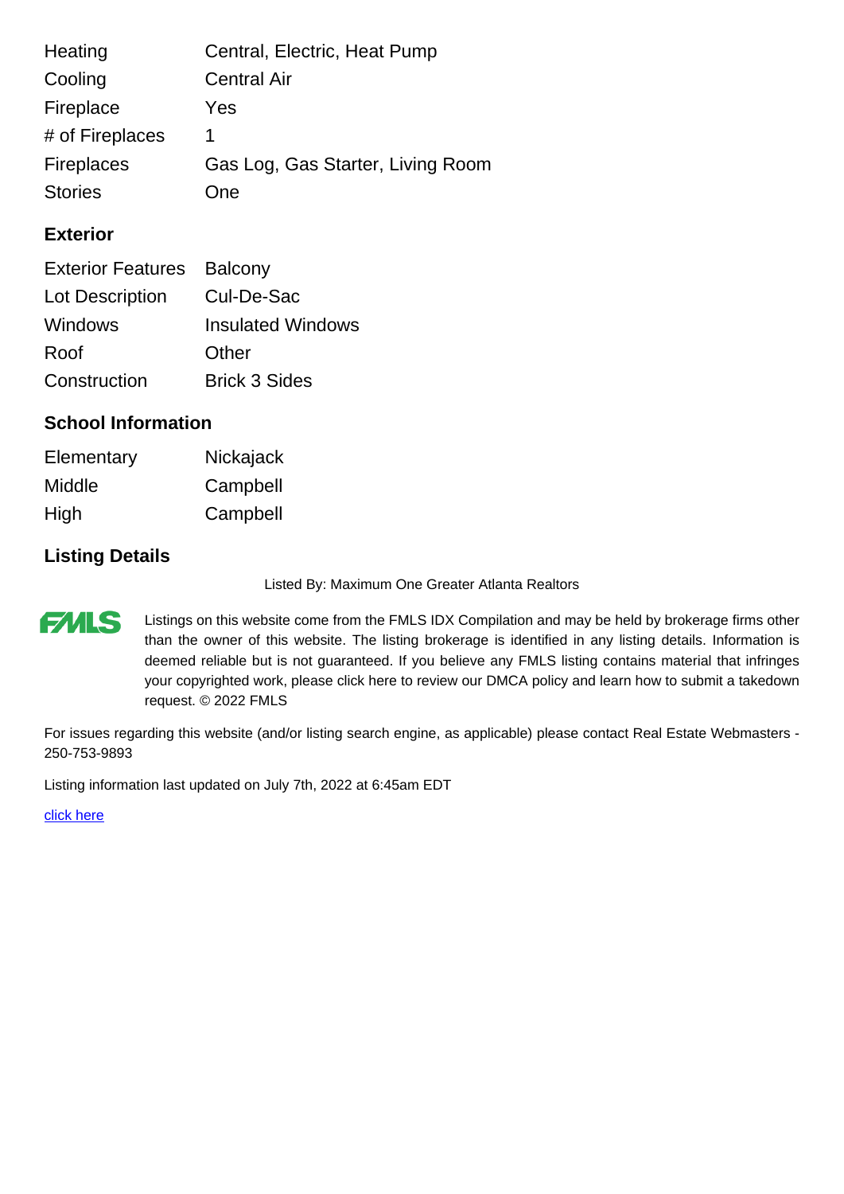| | |
|---|---|
| Heating | Central, Electric, Heat Pump |
| Cooling | Central Air |
| Fireplace | Yes |
| # of Fireplaces | 1 |
| Fireplaces | Gas Log, Gas Starter, Living Room |
| Stories | One |

### Exterior

| | |
|---|---|
| Exterior Features | Balcony |
| Lot Description | Cul-De-Sac |
| Windows | Insulated Windows |
| Roof | Other |
| Construction | Brick 3 Sides |

### School Information

| | |
|---|---|
| Elementary | Nickajack |
| Middle | Campbell |
| High | Campbell |

### Listing Details

Listed By: Maximum One Greater Atlanta Realtors

FMLS

Listings on this website come from the FMLS IDX Compilation and may be held by brokerage firms other than the owner of this website. The listing brokerage is identified in any listing details. Information is deemed reliable but is not guaranteed. If you believe any FMLS listing contains material that infringes your copyrighted work, please click here to review our DMCA policy and learn how to submit a takedown request. © 2022 FMLS

For issues regarding this website (and/or listing search engine, as applicable) please contact Real Estate Webmasters - 250-753-9893

Listing information last updated on July 7th, 2022 at 6:45am EDT

click here